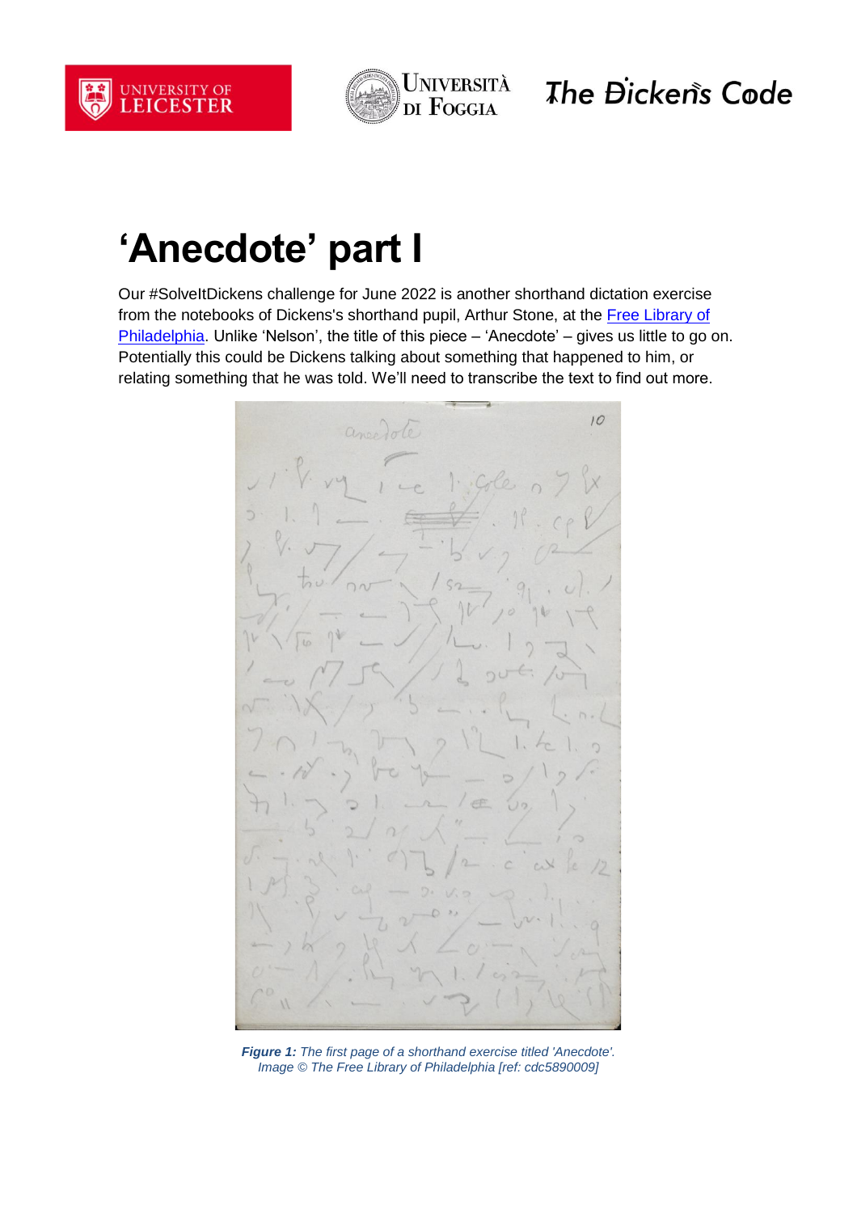# 'Anecdote' part I

Our #SolveItDickens challenge for June 2022 is another shorthand dictation exercise from the notebooks of Dickens's shorthand pupil, Arthur Stone, at the [Free Library of Philadelphia](). Unlike 'Nelson', the title of this piece – 'Anecdote' – gives us little to go on. Potentially this could be Dickens talking about something that happened to him, or relating something that he was told. We'll need to transcribe the text to find out more.

***Figure 1:*** *The first page of a shorthand exercise titled 'Anecdote'. Image © The Free Library of Philadelphia [ref: cdc5890009]*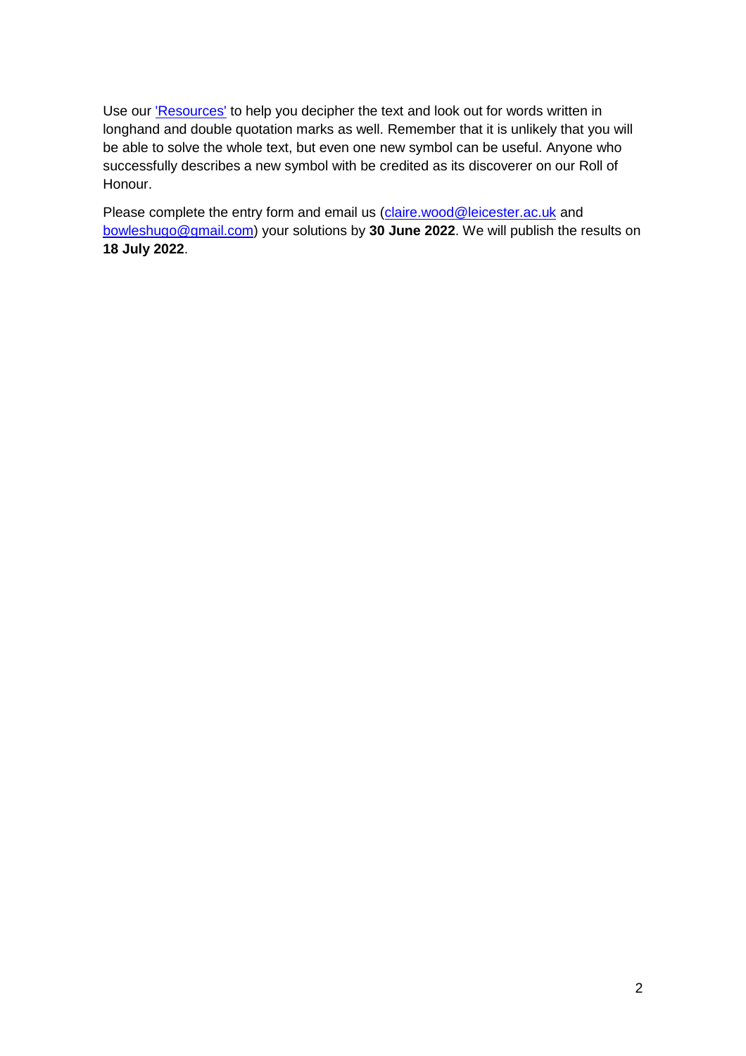Use our ['Resources'](#) to help you decipher the text and look out for words written in longhand and double quotation marks as well. Remember that it is unlikely that you will be able to solve the whole text, but even one new symbol can be useful. Anyone who successfully describes a new symbol with be credited as its discoverer on our Roll of Honour.

Please complete the entry form and email us (claire.wood@leicester.ac.uk and bowleshugo@gmail.com) your solutions by **30 June 2022**. We will publish the results on **18 July 2022**.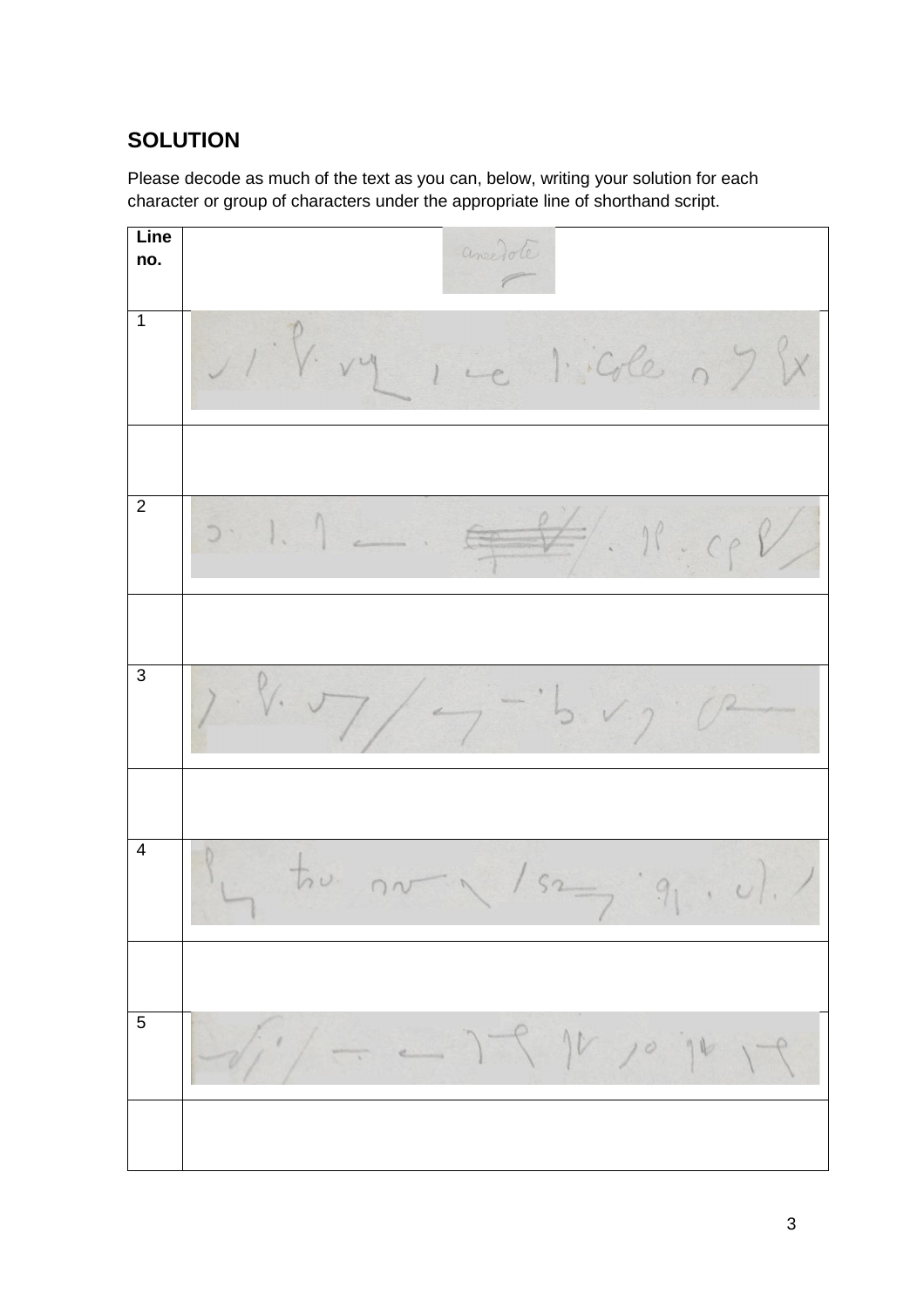## SOLUTION

Please decode as much of the text as you can, below, writing your solution for each character or group of characters under the appropriate line of shorthand script.

| Line no. | anecdote |
|---|---|
| 1 | |
| | |
| 2 | |
| | |
| 3 | |
| | |
| 4 | |
| | |
| 5 | |
| | |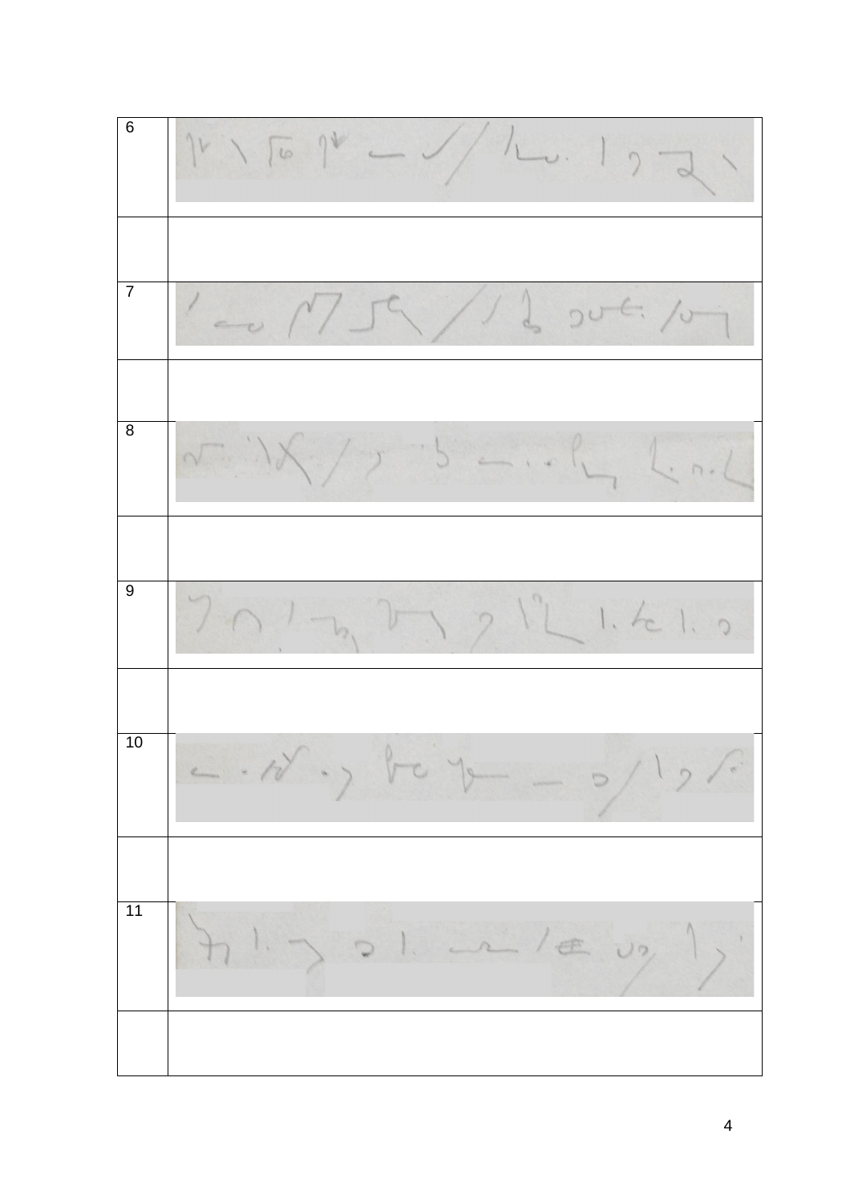| 6 | |
|---|---|
| | |
| 7 | |
| | |
| 8 | |
| | |
| 9 | |
| | |
| 10 | |
| | |
| 11 | |
| | |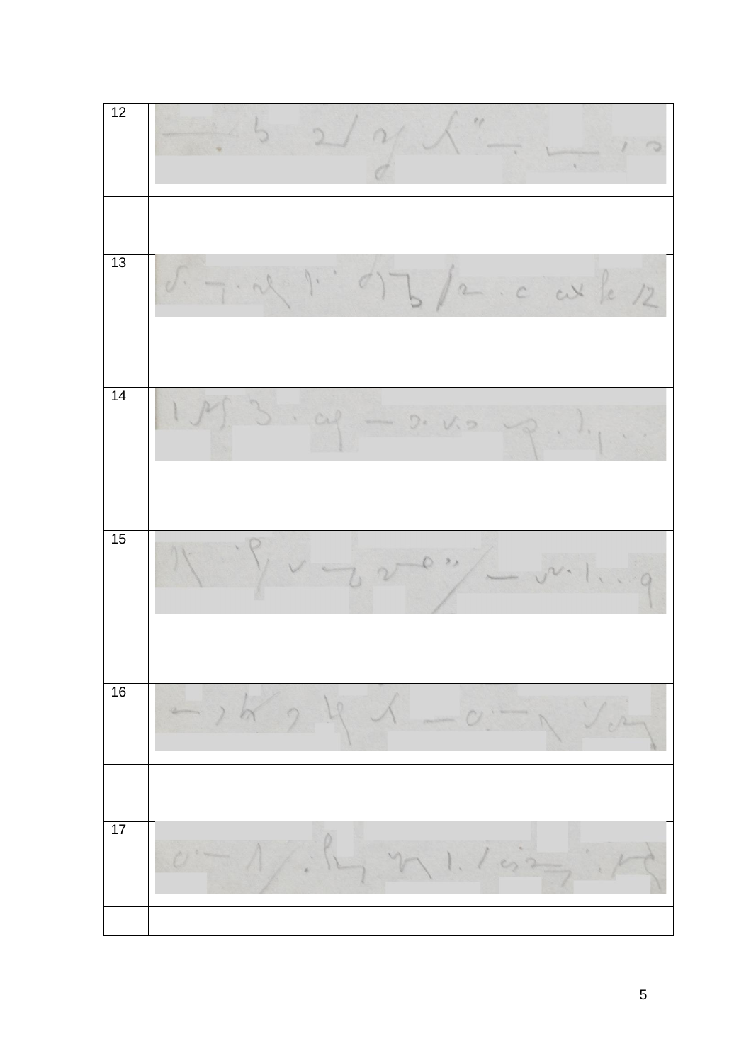| | |
|---|---|
| 12 | |
| | |
| 13 | |
| | |
| 14 | |
| | |
| 15 | |
| | |
| 16 | |
| | |
| 17 | |
| | |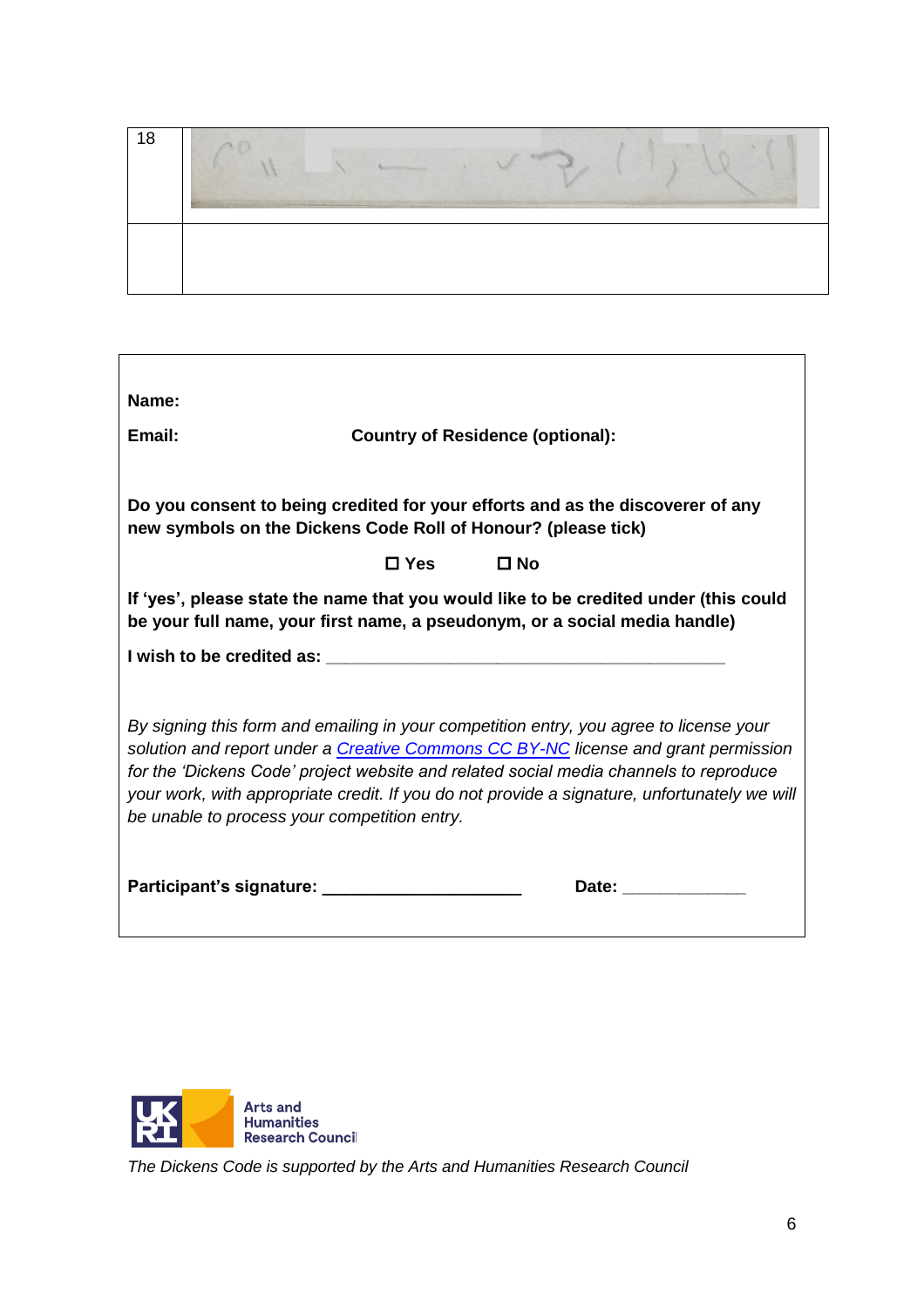| | |
|---|---|
| 18 | |
| | |

**Name:**

**Email:** **Country of Residence (optional):**

**Do you consent to being credited for your efforts and as the discoverer of any new symbols on the Dickens Code Roll of Honour? (please tick)**

☐ **Yes** ☐ **No**

**If 'yes', please state the name that you would like to be credited under (this could be your full name, your first name, a pseudonym, or a social media handle)**

**I wish to be credited as:** ___________________________________________

*By signing this form and emailing in your competition entry, you agree to license your solution and report under a Creative Commons CC BY-NC license and grant permission for the 'Dickens Code' project website and related social media channels to reproduce your work, with appropriate credit. If you do not provide a signature, unfortunately we will be unable to process your competition entry.*

**Participant's signature:** _____________________ **Date:** _____________

Arts and Humanities Research Council

*The Dickens Code is supported by the Arts and Humanities Research Council*